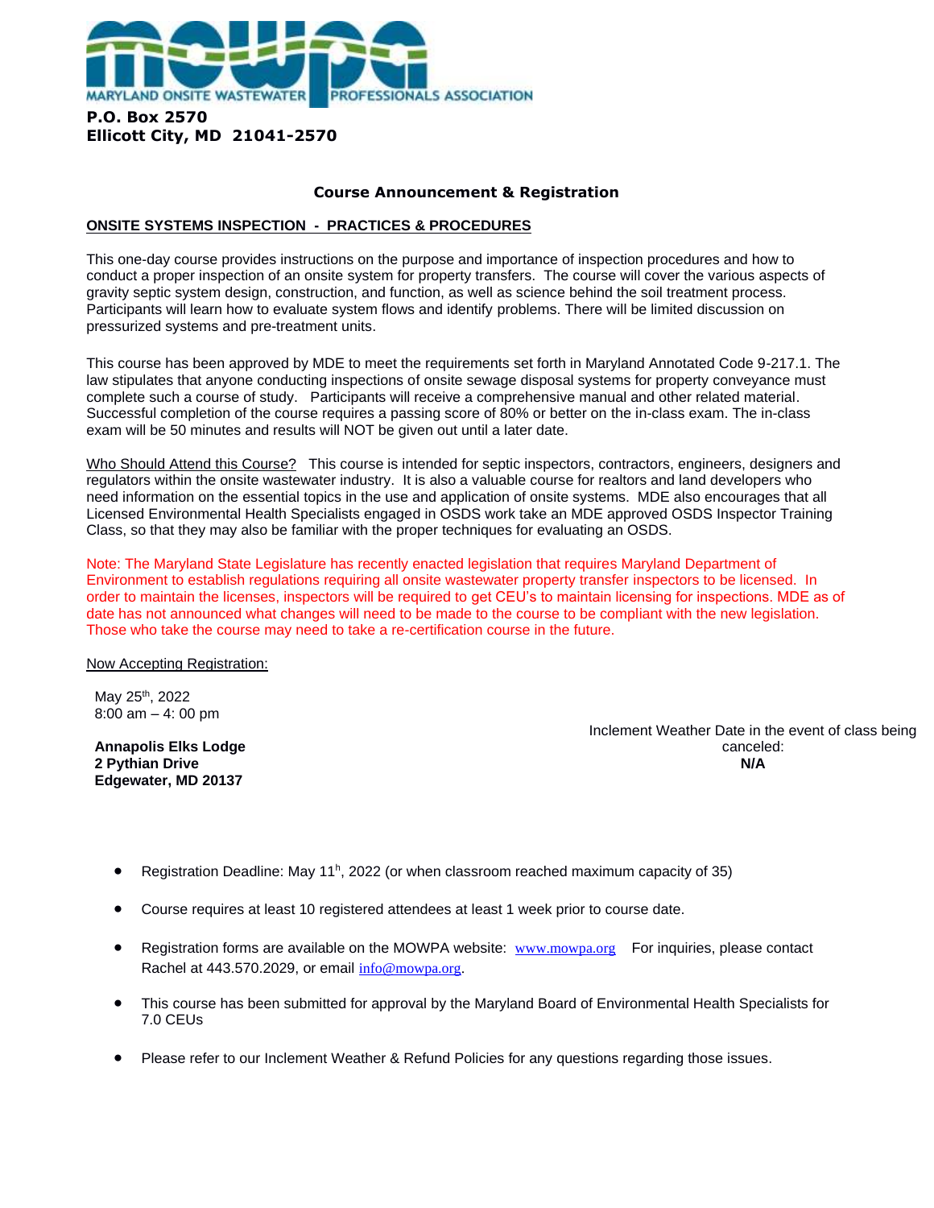MARYLAND ONSITE WASTEWATER PROFESSIONALS ASSOCIATION

**P.O. Box 2570**
**Ellicott City, MD 21041-2570**

## Course Announcement & Registration

**ONSITE SYSTEMS INSPECTION - PRACTICES & PROCEDURES**

This one-day course provides instructions on the purpose and importance of inspection procedures and how to conduct a proper inspection of an onsite system for property transfers. The course will cover the various aspects of gravity septic system design, construction, and function, as well as science behind the soil treatment process. Participants will learn how to evaluate system flows and identify problems. There will be limited discussion on pressurized systems and pre-treatment units.

This course has been approved by MDE to meet the requirements set forth in Maryland Annotated Code 9-217.1. The law stipulates that anyone conducting inspections of onsite sewage disposal systems for property conveyance must complete such a course of study. Participants will receive a comprehensive manual and other related material. Successful completion of the course requires a passing score of 80% or better on the in-class exam. The in-class exam will be 50 minutes and results will NOT be given out until a later date.

Who Should Attend this Course? This course is intended for septic inspectors, contractors, engineers, designers and regulators within the onsite wastewater industry. It is also a valuable course for realtors and land developers who need information on the essential topics in the use and application of onsite systems. MDE also encourages that all Licensed Environmental Health Specialists engaged in OSDS work take an MDE approved OSDS Inspector Training Class, so that they may also be familiar with the proper techniques for evaluating an OSDS.

Note: The Maryland State Legislature has recently enacted legislation that requires Maryland Department of Environment to establish regulations requiring all onsite wastewater property transfer inspectors to be licensed. In order to maintain the licenses, inspectors will be required to get CEU's to maintain licensing for inspections. MDE as of date has not announced what changes will need to be made to the course to be compliant with the new legislation. Those who take the course may need to take a re-certification course in the future.

Now Accepting Registration:

May 25th, 2022
8:00 am – 4: 00 pm

**Annapolis Elks Lodge**
**2 Pythian Drive**
**Edgewater, MD 20137**

Inclement Weather Date in the event of class being canceled:
**N/A**

- Registration Deadline: May 11h, 2022 (or when classroom reached maximum capacity of 35)
- Course requires at least 10 registered attendees at least 1 week prior to course date.
- Registration forms are available on the MOWPA website: www.mowpa.org For inquiries, please contact Rachel at 443.570.2029, or email info@mowpa.org.
- This course has been submitted for approval by the Maryland Board of Environmental Health Specialists for 7.0 CEUs
- Please refer to our Inclement Weather & Refund Policies for any questions regarding those issues.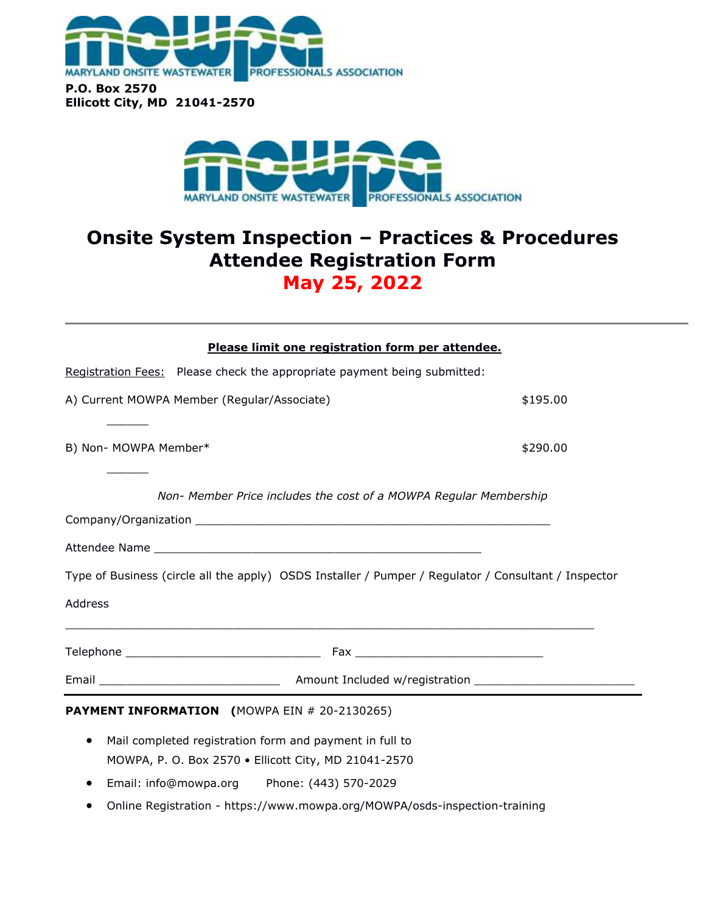MARYLAND ONSITE WASTEWATER PROFESSIONALS ASSOCIATION

**P.O. Box 2570**
**Ellicott City, MD 21041-2570**

MARYLAND ONSITE WASTEWATER PROFESSIONALS ASSOCIATION

# Onsite System Inspection – Practices & Procedures
# Attendee Registration Form
# May 25, 2022

---

**Please limit one registration form per attendee.**

Registration Fees: Please check the appropriate payment being submitted:

A) Current MOWPA Member (Regular/Associate) $195.00

______

B) Non- MOWPA Member* $290.00

______

*Non- Member Price includes the cost of a MOWPA Regular Membership*

Company/Organization ____________________________________________________

Attendee Name ________________________________________________

Type of Business (circle all the apply) OSDS Installer / Pumper / Regulator / Consultant / Inspector

Address

______________________________________________________________________________

Telephone _____________________________ Fax ____________________________

Email ___________________________ Amount Included w/registration _______________________

---

**PAYMENT INFORMATION** **(**MOWPA EIN # 20-2130265)

- Mail completed registration form and payment in full to
  MOWPA, P. O. Box 2570 • Ellicott City, MD 21041-2570
- Email: info@mowpa.org Phone: (443) 570-2029
- Online Registration - https://www.mowpa.org/MOWPA/osds-inspection-training